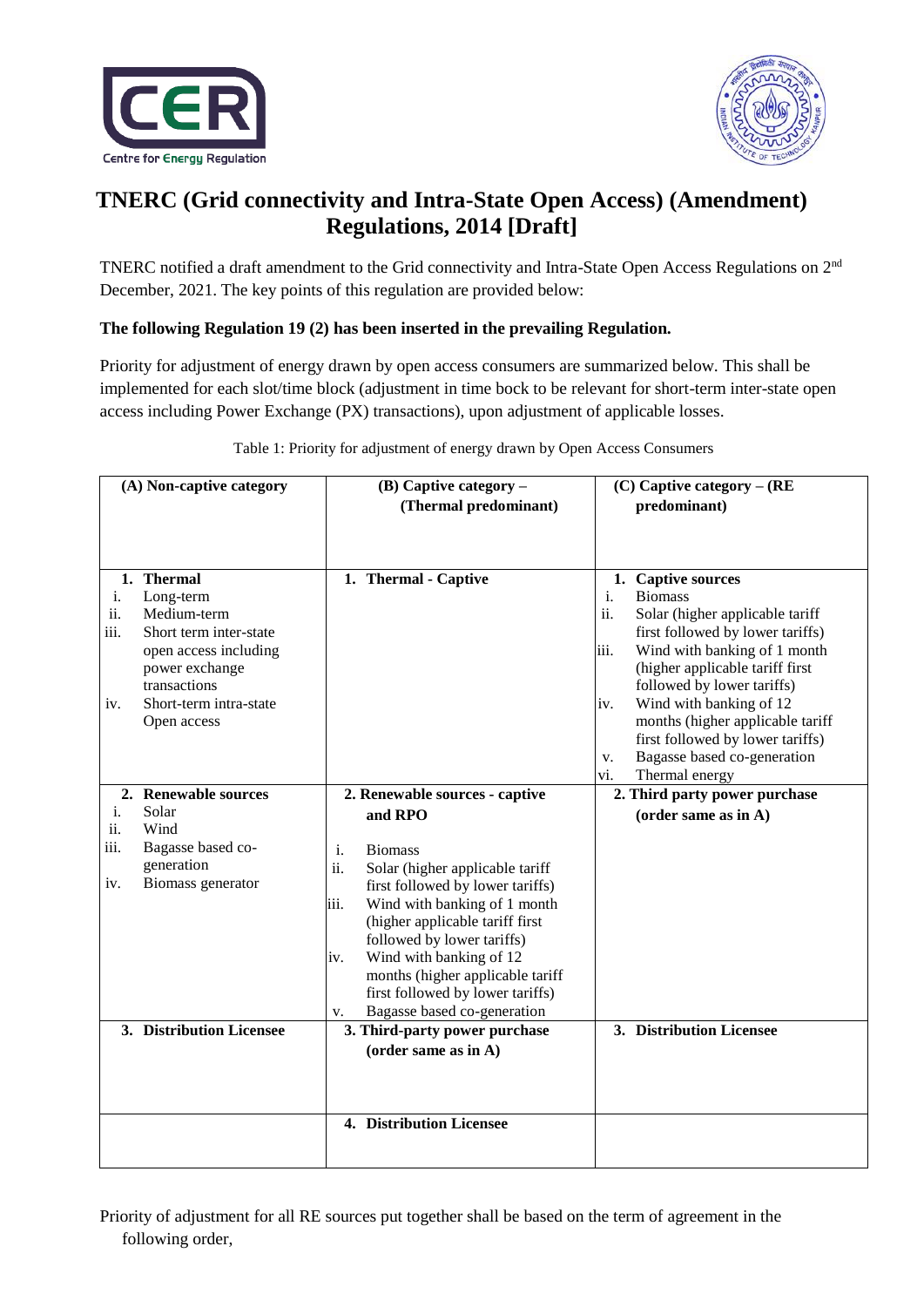# TNERC (Grid connectivity and Intra-State Open Access) (Amendment) Regulations, 2014 [Draft]

TNERC notified a draft amendment to the Grid connectivity and Intra-State Open Access Regulations on 2nd December, 2021. The key points of this regulation are provided below:

**The following Regulation 19 (2) has been inserted in the prevailing Regulation.**

Priority for adjustment of energy drawn by open access consumers are summarized below. This shall be implemented for each slot/time block (adjustment in time bock to be relevant for short-term inter-state open access including Power Exchange (PX) transactions), upon adjustment of applicable losses.

Table 1: Priority for adjustment of energy drawn by Open Access Consumers

| (A) Non-captive category | (B) Captive category – (Thermal predominant) | (C) Captive category – (RE predominant) |
|---|---|---|
| **1. Thermal**<br>i. Long-term<br>ii. Medium-term<br>iii. Short term inter-state open access including power exchange transactions<br>iv. Short-term intra-state Open access | **1. Thermal - Captive** | **1. Captive sources**<br>i. Biomass<br>ii. Solar (higher applicable tariff first followed by lower tariffs)<br>iii. Wind with banking of 1 month (higher applicable tariff first followed by lower tariffs)<br>iv. Wind with banking of 12 months (higher applicable tariff first followed by lower tariffs)<br>v. Bagasse based co-generation<br>vi. Thermal energy |
| **2. Renewable sources**<br>i. Solar<br>ii. Wind<br>iii. Bagasse based co-generation<br>iv. Biomass generator | **2. Renewable sources - captive and RPO**<br>i. Biomass<br>ii. Solar (higher applicable tariff first followed by lower tariffs)<br>iii. Wind with banking of 1 month (higher applicable tariff first followed by lower tariffs)<br>iv. Wind with banking of 12 months (higher applicable tariff first followed by lower tariffs)<br>v. Bagasse based co-generation | **2. Third party power purchase (order same as in A)** |
| **3. Distribution Licensee** | **3. Third-party power purchase (order same as in A)** | **3. Distribution Licensee** |
| | **4. Distribution Licensee** | |

Priority of adjustment for all RE sources put together shall be based on the term of agreement in the following order,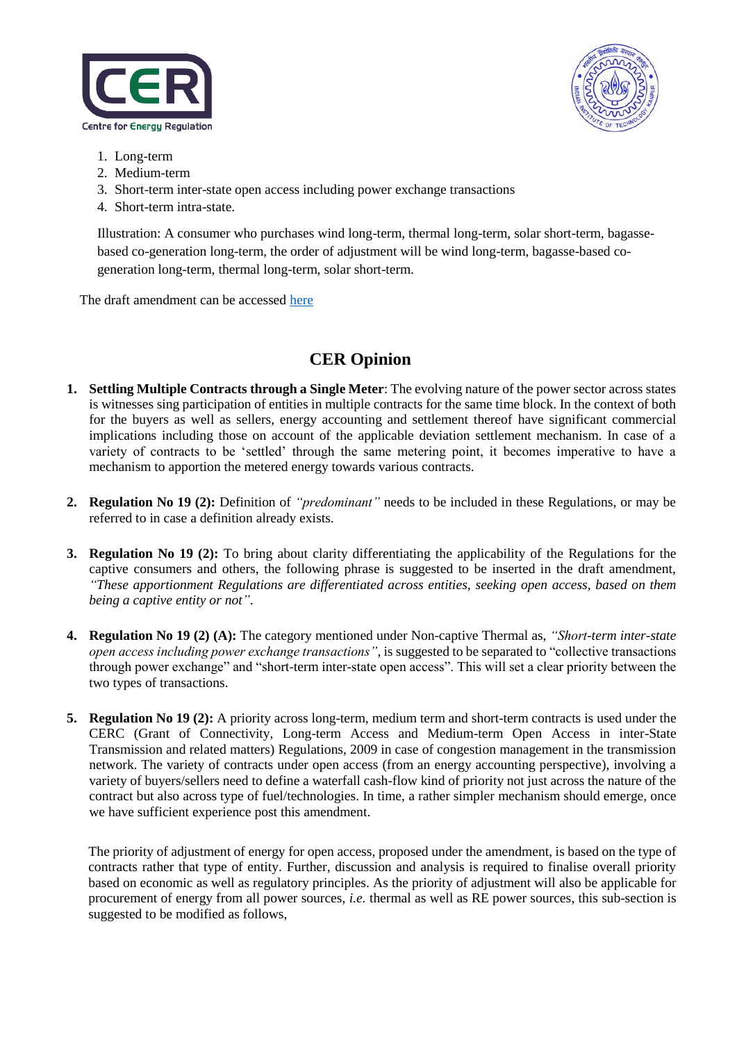1. Long-term
2. Medium-term
3. Short-term inter-state open access including power exchange transactions
4. Short-term intra-state.

Illustration: A consumer who purchases wind long-term, thermal long-term, solar short-term, bagasse-based co-generation long-term, the order of adjustment will be wind long-term, bagasse-based co-generation long-term, thermal long-term, solar short-term.

The draft amendment can be accessed here

## CER Opinion

1. **Settling Multiple Contracts through a Single Meter**: The evolving nature of the power sector across states is witnesses sing participation of entities in multiple contracts for the same time block. In the context of both for the buyers as well as sellers, energy accounting and settlement thereof have significant commercial implications including those on account of the applicable deviation settlement mechanism. In case of a variety of contracts to be 'settled' through the same metering point, it becomes imperative to have a mechanism to apportion the metered energy towards various contracts.

2. **Regulation No 19 (2):** Definition of *"predominant"* needs to be included in these Regulations, or may be referred to in case a definition already exists.

3. **Regulation No 19 (2):** To bring about clarity differentiating the applicability of the Regulations for the captive consumers and others, the following phrase is suggested to be inserted in the draft amendment, *"These apportionment Regulations are differentiated across entities, seeking open access, based on them being a captive entity or not"*.

4. **Regulation No 19 (2) (A):** The category mentioned under Non-captive Thermal as, *"Short-term inter-state open access including power exchange transactions"*, is suggested to be separated to "collective transactions through power exchange" and "short-term inter-state open access". This will set a clear priority between the two types of transactions.

5. **Regulation No 19 (2):** A priority across long-term, medium term and short-term contracts is used under the CERC (Grant of Connectivity, Long-term Access and Medium-term Open Access in inter-State Transmission and related matters) Regulations, 2009 in case of congestion management in the transmission network. The variety of contracts under open access (from an energy accounting perspective), involving a variety of buyers/sellers need to define a waterfall cash-flow kind of priority not just across the nature of the contract but also across type of fuel/technologies. In time, a rather simpler mechanism should emerge, once we have sufficient experience post this amendment.

   The priority of adjustment of energy for open access, proposed under the amendment, is based on the type of contracts rather that type of entity. Further, discussion and analysis is required to finalise overall priority based on economic as well as regulatory principles. As the priority of adjustment will also be applicable for procurement of energy from all power sources, *i.e.* thermal as well as RE power sources, this sub-section is suggested to be modified as follows,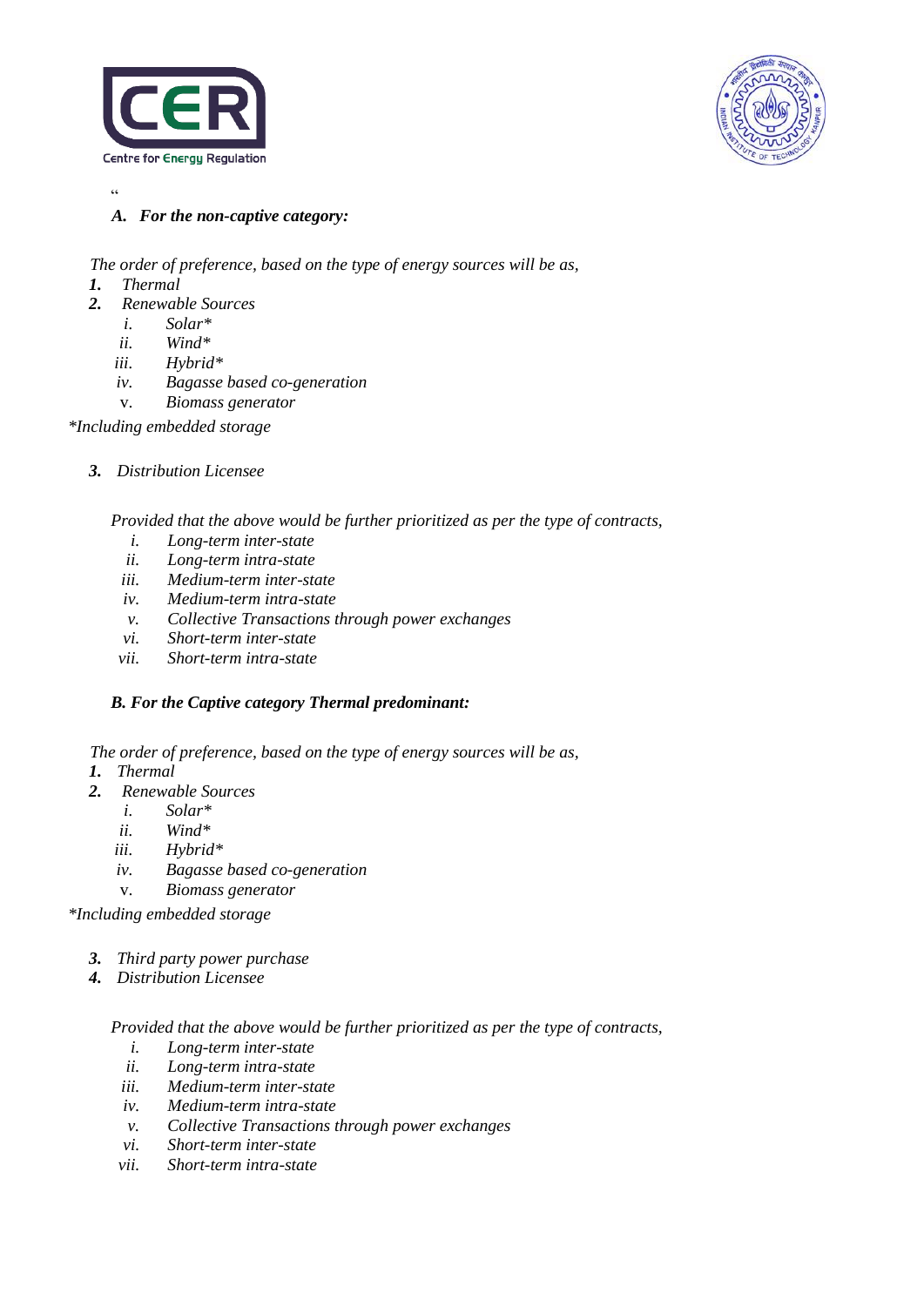"

*A. For the non-captive category:*

*The order of preference, based on the type of energy sources will be as,*

1. *Thermal*
2. *Renewable Sources*
   - i. *Solar**
   - ii. *Wind**
   - iii. *Hybrid**
   - iv. *Bagasse based co-generation*
   - v. *Biomass generator*

**Including embedded storage*

3. *Distribution Licensee*

*Provided that the above would be further prioritized as per the type of contracts,*

- i. *Long-term inter-state*
- ii. *Long-term intra-state*
- iii. *Medium-term inter-state*
- iv. *Medium-term intra-state*
- v. *Collective Transactions through power exchanges*
- vi. *Short-term inter-state*
- vii. *Short-term intra-state*

***B. For the Captive category Thermal predominant:***

*The order of preference, based on the type of energy sources will be as,*

1. *Thermal*
2. *Renewable Sources*
   - i. *Solar**
   - ii. *Wind**
   - iii. *Hybrid**
   - iv. *Bagasse based co-generation*
   - v. *Biomass generator*

**Including embedded storage*

3. *Third party power purchase*
4. *Distribution Licensee*

*Provided that the above would be further prioritized as per the type of contracts,*

- i. *Long-term inter-state*
- ii. *Long-term intra-state*
- iii. *Medium-term inter-state*
- iv. *Medium-term intra-state*
- v. *Collective Transactions through power exchanges*
- vi. *Short-term inter-state*
- vii. *Short-term intra-state*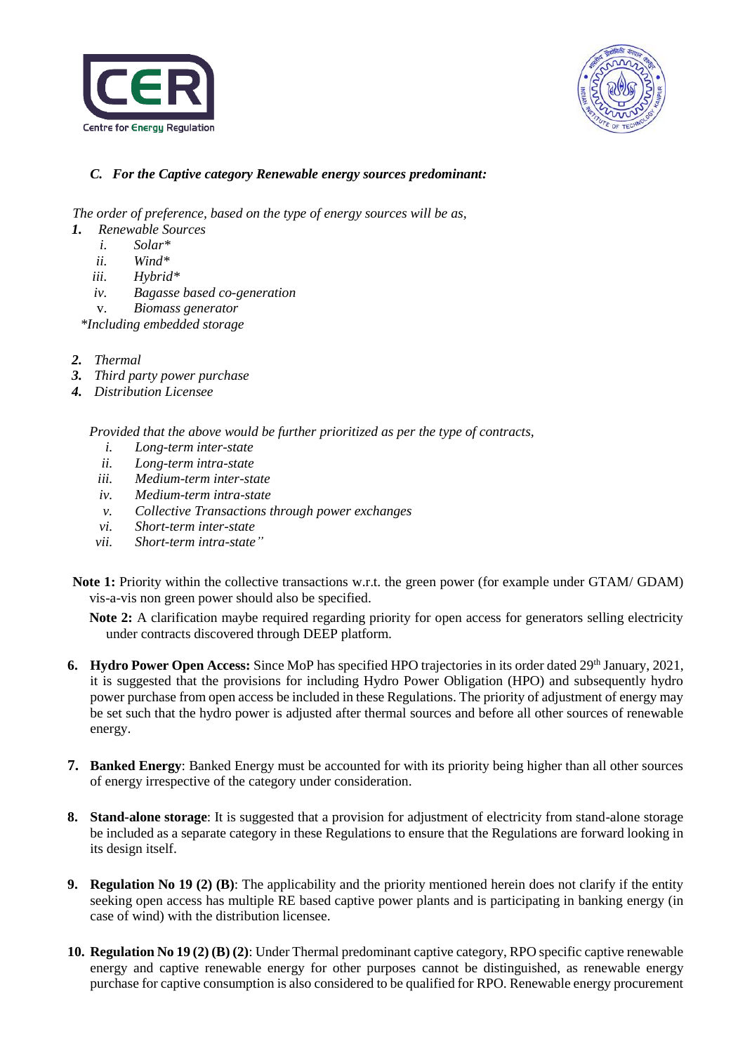*C. For the Captive category Renewable energy sources predominant:*

*The order of preference, based on the type of energy sources will be as,*

1. *Renewable Sources*
   - i. *Solar**
   - ii. *Wind**
   - iii. *Hybrid**
   - iv. *Bagasse based co-generation*
   - v. *Biomass generator*

   **Including embedded storage*

2. *Thermal*
3. *Third party power purchase*
4. *Distribution Licensee*

*Provided that the above would be further prioritized as per the type of contracts,*

- i. *Long-term inter-state*
- ii. *Long-term intra-state*
- iii. *Medium-term inter-state*
- iv. *Medium-term intra-state*
- v. *Collective Transactions through power exchanges*
- vi. *Short-term inter-state*
- vii. *Short-term intra-state"*

**Note 1:** Priority within the collective transactions w.r.t. the green power (for example under GTAM/ GDAM) vis-a-vis non green power should also be specified.

**Note 2:** A clarification maybe required regarding priority for open access for generators selling electricity under contracts discovered through DEEP platform.

6. **Hydro Power Open Access:** Since MoP has specified HPO trajectories in its order dated 29th January, 2021, it is suggested that the provisions for including Hydro Power Obligation (HPO) and subsequently hydro power purchase from open access be included in these Regulations. The priority of adjustment of energy may be set such that the hydro power is adjusted after thermal sources and before all other sources of renewable energy.

7. **Banked Energy**: Banked Energy must be accounted for with its priority being higher than all other sources of energy irrespective of the category under consideration.

8. **Stand-alone storage**: It is suggested that a provision for adjustment of electricity from stand-alone storage be included as a separate category in these Regulations to ensure that the Regulations are forward looking in its design itself.

9. **Regulation No 19 (2) (B)**: The applicability and the priority mentioned herein does not clarify if the entity seeking open access has multiple RE based captive power plants and is participating in banking energy (in case of wind) with the distribution licensee.

10. **Regulation No 19 (2) (B) (2)**: Under Thermal predominant captive category, RPO specific captive renewable energy and captive renewable energy for other purposes cannot be distinguished, as renewable energy purchase for captive consumption is also considered to be qualified for RPO. Renewable energy procurement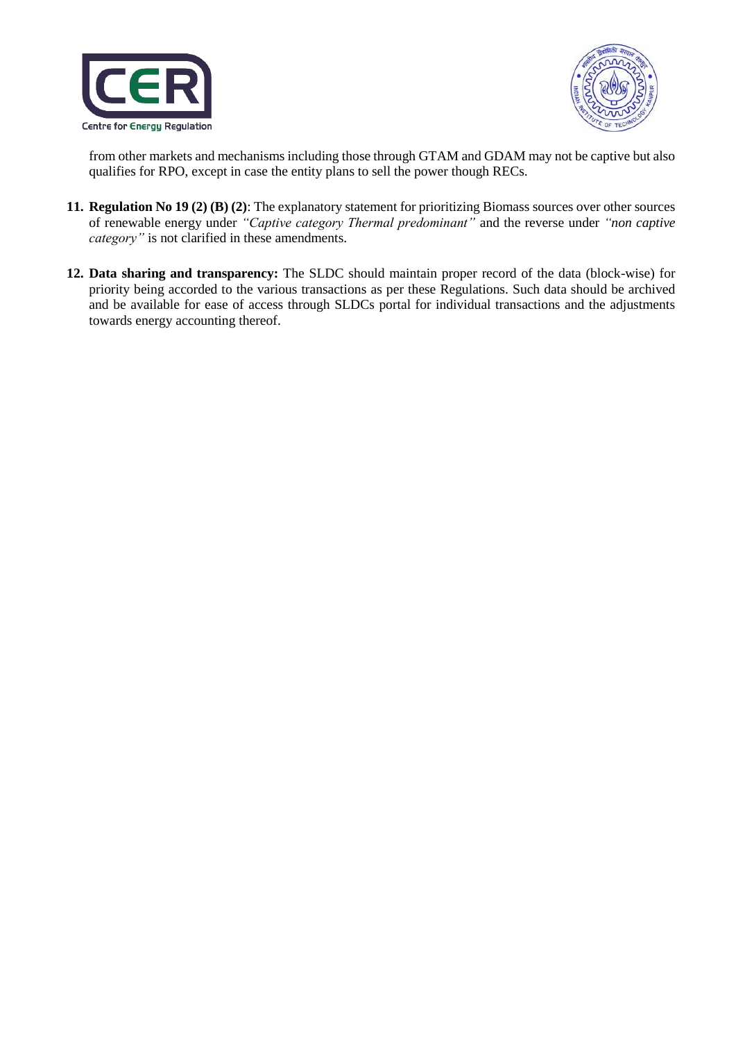from other markets and mechanisms including those through GTAM and GDAM may not be captive but also qualifies for RPO, except in case the entity plans to sell the power though RECs.

11. **Regulation No 19 (2) (B) (2)**: The explanatory statement for prioritizing Biomass sources over other sources of renewable energy under *"Captive category Thermal predominant"* and the reverse under *"non captive category"* is not clarified in these amendments.

12. **Data sharing and transparency:** The SLDC should maintain proper record of the data (block-wise) for priority being accorded to the various transactions as per these Regulations. Such data should be archived and be available for ease of access through SLDCs portal for individual transactions and the adjustments towards energy accounting thereof.